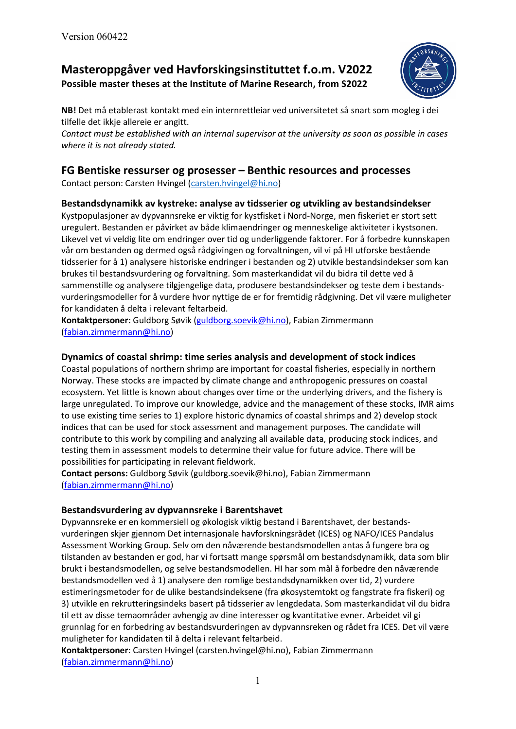Version 060422

# Masteroppgåver ved Havforskingsinstituttet f.o.m. V2022

**Possible master theses at the Institute of Marine Research, from S2022**

**NB!** Det må etablerast kontakt med ein internrettleiar ved universitetet så snart som mogleg i dei tilfelle det ikkje allereie er angitt.
*Contact must be established with an internal supervisor at the university as soon as possible in cases where it is not already stated.*

## FG Bentiske ressurser og prosesser – Benthic resources and processes

Contact person: Carsten Hvingel (carsten.hvingel@hi.no)

### Bestandsdynamikk av kystreke: analyse av tidsserier og utvikling av bestandsindekser

Kystpopulasjoner av dypvannsreke er viktig for kystfisket i Nord-Norge, men fiskeriet er stort sett uregulert. Bestanden er påvirket av både klimaendringer og menneskelige aktiviteter i kystsonen. Likevel vet vi veldig lite om endringer over tid og underliggende faktorer. For å forbedre kunnskapen vår om bestanden og dermed også rådgivingen og forvaltningen, vil vi på HI utforske bestående tidsserier for å 1) analysere historiske endringer i bestanden og 2) utvikle bestandsindekser som kan brukes for bestandsvurdering og forvaltning. Som masterkandidat vil du bidra til dette ved å sammenstille og analysere tilgjengelige data, produsere bestandsindekser og teste dem i bestands-vurderingsmodeller for å vurdere hvor nyttige de er for fremtidig rådgivning. Det vil være muligheter for kandidaten å delta i relevant feltarbeid.

**Kontaktpersoner:** Guldborg Søvik (guldborg.soevik@hi.no), Fabian Zimmermann (fabian.zimmermann@hi.no)

### Dynamics of coastal shrimp: time series analysis and development of stock indices

Coastal populations of northern shrimp are important for coastal fisheries, especially in northern Norway. These stocks are impacted by climate change and anthropogenic pressures on coastal ecosystem. Yet little is known about changes over time or the underlying drivers, and the fishery is large unregulated. To improve our knowledge, advice and the management of these stocks, IMR aims to use existing time series to 1) explore historic dynamics of coastal shrimps and 2) develop stock indices that can be used for stock assessment and management purposes. The candidate will contribute to this work by compiling and analyzing all available data, producing stock indices, and testing them in assessment models to determine their value for future advice. There will be possibilities for participating in relevant fieldwork.

**Contact persons:** Guldborg Søvik (guldborg.soevik@hi.no), Fabian Zimmermann (fabian.zimmermann@hi.no)

### Bestandsvurdering av dypvannsreke i Barentshavet

Dypvannsreke er en kommersiell og økologisk viktig bestand i Barentshavet, der bestands-vurderingen skjer gjennom Det internasjonale havforskningsrådet (ICES) og NAFO/ICES Pandalus Assessment Working Group. Selv om den nåværende bestandsmodellen antas å fungere bra og tilstanden av bestanden er god, har vi fortsatt mange spørsmål om bestandsdynamikk, data som blir brukt i bestandsmodellen, og selve bestandsmodellen. HI har som mål å forbedre den nåværende bestandsmodellen ved å 1) analysere den romlige bestandsdynamikken over tid, 2) vurdere estimeringsmetoder for de ulike bestandsindeksene (fra økosystemtokt og fangstrate fra fiskeri) og 3) utvikle en rekrutteringsindeks basert på tidsserier av lengdedata. Som masterkandidat vil du bidra til ett av disse temaområder avhengig av dine interesser og kvantitative evner. Arbeidet vil gi grunnlag for en forbedring av bestandsvurderingen av dypvannsreken og rådet fra ICES. Det vil være muligheter for kandidaten å delta i relevant feltarbeid.

**Kontaktpersoner**: Carsten Hvingel (carsten.hvingel@hi.no), Fabian Zimmermann (fabian.zimmermann@hi.no)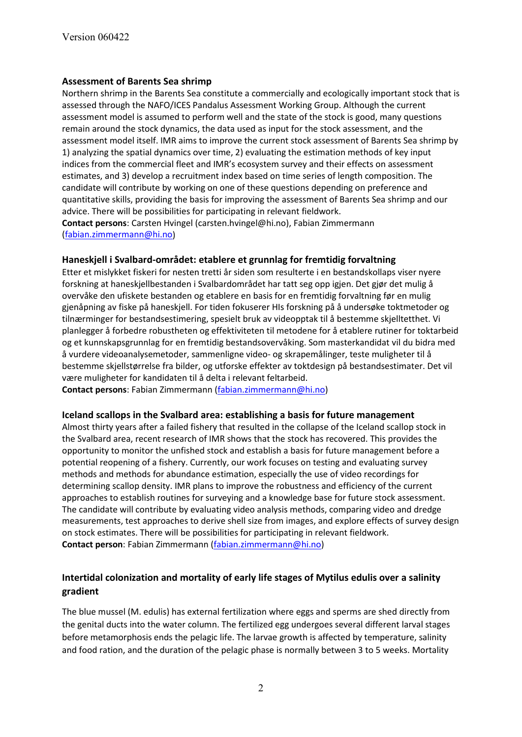### Assessment of Barents Sea shrimp

Northern shrimp in the Barents Sea constitute a commercially and ecologically important stock that is assessed through the NAFO/ICES Pandalus Assessment Working Group. Although the current assessment model is assumed to perform well and the state of the stock is good, many questions remain around the stock dynamics, the data used as input for the stock assessment, and the assessment model itself. IMR aims to improve the current stock assessment of Barents Sea shrimp by 1) analyzing the spatial dynamics over time, 2) evaluating the estimation methods of key input indices from the commercial fleet and IMR's ecosystem survey and their effects on assessment estimates, and 3) develop a recruitment index based on time series of length composition. The candidate will contribute by working on one of these questions depending on preference and quantitative skills, providing the basis for improving the assessment of Barents Sea shrimp and our advice. There will be possibilities for participating in relevant fieldwork.

**Contact persons**: Carsten Hvingel (carsten.hvingel@hi.no), Fabian Zimmermann (fabian.zimmermann@hi.no)

### Haneskjell i Svalbard-området: etablere et grunnlag for fremtidig forvaltning

Etter et mislykket fiskeri for nesten tretti år siden som resulterte i en bestandskollaps viser nyere forskning at haneskjellbestanden i Svalbardområdet har tatt seg opp igjen. Det gjør det mulig å overvåke den ufiskete bestanden og etablere en basis for en fremtidig forvaltning før en mulig gjenåpning av fiske på haneskjell. For tiden fokuserer HIs forskning på å undersøke toktmetoder og tilnærminger for bestandsestimering, spesielt bruk av videopptak til å bestemme skjelltettheet. Vi planlegger å forbedre robustheten og effektiviteten til metodene for å etablere rutiner for toktarbeid og et kunnskapsgrunnlag for en fremtidig bestandsovervåking. Som masterkandidat vil du bidra med å vurdere videoanalysemetoder, sammenligne video- og skrapemålinger, teste muligheter til å bestemme skjellstørrelse fra bilder, og utforske effekter av toktdesign på bestandsestimater. Det vil være muligheter for kandidaten til å delta i relevant feltarbeid.

**Contact persons**: Fabian Zimmermann (fabian.zimmermann@hi.no)

### Iceland scallops in the Svalbard area: establishing a basis for future management

Almost thirty years after a failed fishery that resulted in the collapse of the Iceland scallop stock in the Svalbard area, recent research of IMR shows that the stock has recovered. This provides the opportunity to monitor the unfished stock and establish a basis for future management before a potential reopening of a fishery. Currently, our work focuses on testing and evaluating survey methods and methods for abundance estimation, especially the use of video recordings for determining scallop density. IMR plans to improve the robustness and efficiency of the current approaches to establish routines for surveying and a knowledge base for future stock assessment. The candidate will contribute by evaluating video analysis methods, comparing video and dredge measurements, test approaches to derive shell size from images, and explore effects of survey design on stock estimates. There will be possibilities for participating in relevant fieldwork.

**Contact person**: Fabian Zimmermann (fabian.zimmermann@hi.no)

### Intertidal colonization and mortality of early life stages of Mytilus edulis over a salinity gradient

The blue mussel (M. edulis) has external fertilization where eggs and sperms are shed directly from the genital ducts into the water column. The fertilized egg undergoes several different larval stages before metamorphosis ends the pelagic life. The larvae growth is affected by temperature, salinity and food ration, and the duration of the pelagic phase is normally between 3 to 5 weeks. Mortality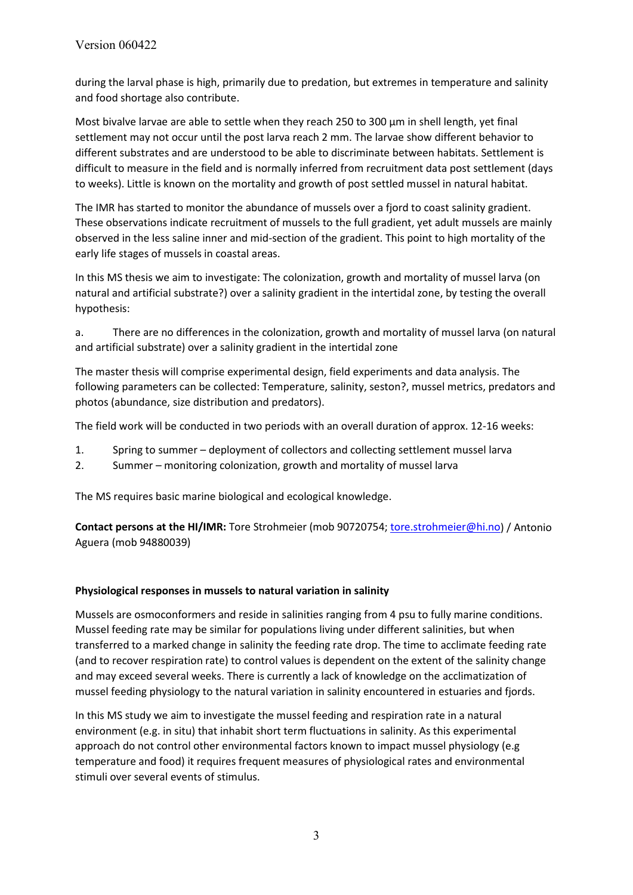during the larval phase is high, primarily due to predation, but extremes in temperature and salinity and food shortage also contribute.

Most bivalve larvae are able to settle when they reach 250 to 300 µm in shell length, yet final settlement may not occur until the post larva reach 2 mm. The larvae show different behavior to different substrates and are understood to be able to discriminate between habitats. Settlement is difficult to measure in the field and is normally inferred from recruitment data post settlement (days to weeks). Little is known on the mortality and growth of post settled mussel in natural habitat.

The IMR has started to monitor the abundance of mussels over a fjord to coast salinity gradient. These observations indicate recruitment of mussels to the full gradient, yet adult mussels are mainly observed in the less saline inner and mid-section of the gradient. This point to high mortality of the early life stages of mussels in coastal areas.

In this MS thesis we aim to investigate: The colonization, growth and mortality of mussel larva (on natural and artificial substrate?) over a salinity gradient in the intertidal zone, by testing the overall hypothesis:

a. There are no differences in the colonization, growth and mortality of mussel larva (on natural and artificial substrate) over a salinity gradient in the intertidal zone

The master thesis will comprise experimental design, field experiments and data analysis. The following parameters can be collected: Temperature, salinity, seston?, mussel metrics, predators and photos (abundance, size distribution and predators).

The field work will be conducted in two periods with an overall duration of approx. 12-16 weeks:

1. Spring to summer – deployment of collectors and collecting settlement mussel larva
2. Summer – monitoring colonization, growth and mortality of mussel larva

The MS requires basic marine biological and ecological knowledge.

**Contact persons at the HI/IMR:** Tore Strohmeier (mob 90720754; tore.strohmeier@hi.no) / Antonio Aguera (mob 94880039)

**Physiological responses in mussels to natural variation in salinity**

Mussels are osmoconformers and reside in salinities ranging from 4 psu to fully marine conditions. Mussel feeding rate may be similar for populations living under different salinities, but when transferred to a marked change in salinity the feeding rate drop. The time to acclimate feeding rate (and to recover respiration rate) to control values is dependent on the extent of the salinity change and may exceed several weeks. There is currently a lack of knowledge on the acclimatization of mussel feeding physiology to the natural variation in salinity encountered in estuaries and fjords.

In this MS study we aim to investigate the mussel feeding and respiration rate in a natural environment (e.g. in situ) that inhabit short term fluctuations in salinity. As this experimental approach do not control other environmental factors known to impact mussel physiology (e.g temperature and food) it requires frequent measures of physiological rates and environmental stimuli over several events of stimulus.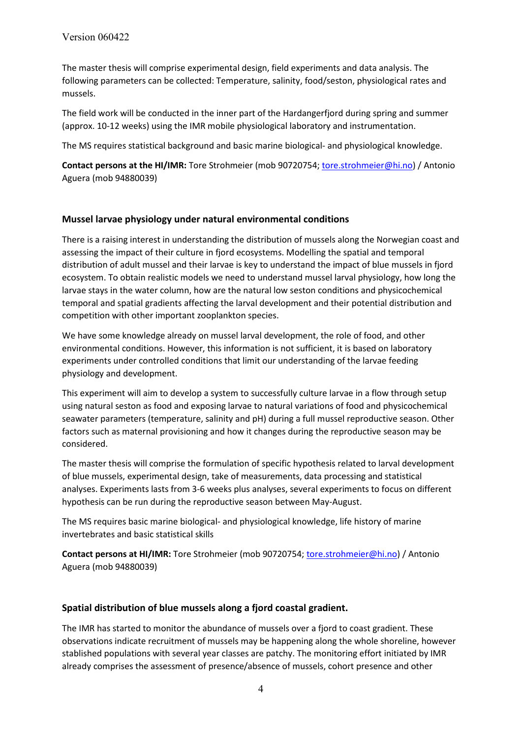The master thesis will comprise experimental design, field experiments and data analysis. The following parameters can be collected: Temperature, salinity, food/seston, physiological rates and mussels.

The field work will be conducted in the inner part of the Hardangerfjord during spring and summer (approx. 10-12 weeks) using the IMR mobile physiological laboratory and instrumentation.

The MS requires statistical background and basic marine biological- and physiological knowledge.

**Contact persons at the HI/IMR:** Tore Strohmeier (mob 90720754; tore.strohmeier@hi.no) / Antonio Aguera (mob 94880039)

### Mussel larvae physiology under natural environmental conditions

There is a raising interest in understanding the distribution of mussels along the Norwegian coast and assessing the impact of their culture in fjord ecosystems. Modelling the spatial and temporal distribution of adult mussel and their larvae is key to understand the impact of blue mussels in fjord ecosystem. To obtain realistic models we need to understand mussel larval physiology, how long the larvae stays in the water column, how are the natural low seston conditions and physicochemical temporal and spatial gradients affecting the larval development and their potential distribution and competition with other important zooplankton species.

We have some knowledge already on mussel larval development, the role of food, and other environmental conditions. However, this information is not sufficient, it is based on laboratory experiments under controlled conditions that limit our understanding of the larvae feeding physiology and development.

This experiment will aim to develop a system to successfully culture larvae in a flow through setup using natural seston as food and exposing larvae to natural variations of food and physicochemical seawater parameters (temperature, salinity and pH) during a full mussel reproductive season. Other factors such as maternal provisioning and how it changes during the reproductive season may be considered.

The master thesis will comprise the formulation of specific hypothesis related to larval development of blue mussels, experimental design, take of measurements, data processing and statistical analyses. Experiments lasts from 3-6 weeks plus analyses, several experiments to focus on different hypothesis can be run during the reproductive season between May-August.

The MS requires basic marine biological- and physiological knowledge, life history of marine invertebrates and basic statistical skills

**Contact persons at HI/IMR:** Tore Strohmeier (mob 90720754; tore.strohmeier@hi.no) / Antonio Aguera (mob 94880039)

### Spatial distribution of blue mussels along a fjord coastal gradient.

The IMR has started to monitor the abundance of mussels over a fjord to coast gradient. These observations indicate recruitment of mussels may be happening along the whole shoreline, however stablished populations with several year classes are patchy. The monitoring effort initiated by IMR already comprises the assessment of presence/absence of mussels, cohort presence and other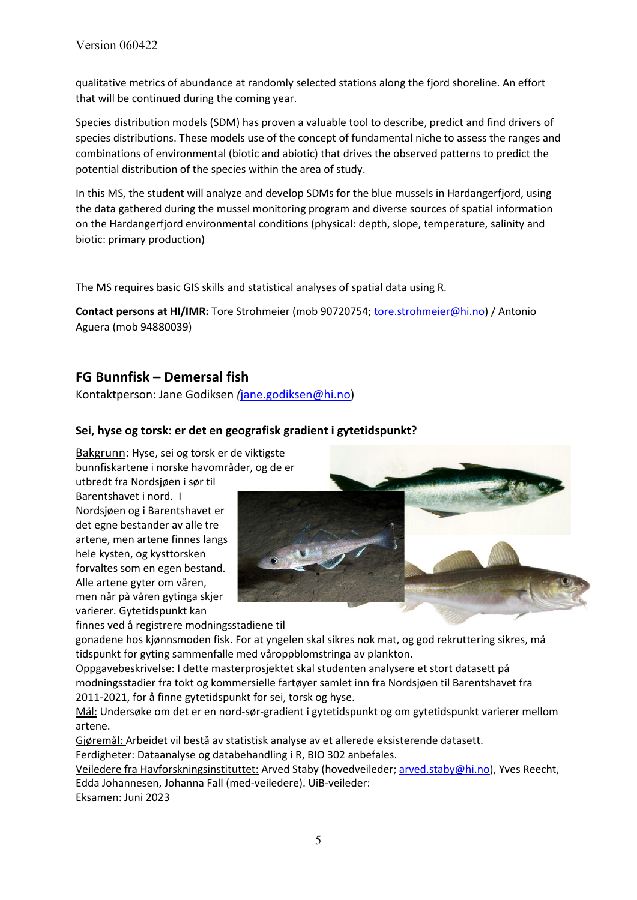qualitative metrics of abundance at randomly selected stations along the fjord shoreline. An effort that will be continued during the coming year.

Species distribution models (SDM) has proven a valuable tool to describe, predict and find drivers of species distributions. These models use of the concept of fundamental niche to assess the ranges and combinations of environmental (biotic and abiotic) that drives the observed patterns to predict the potential distribution of the species within the area of study.

In this MS, the student will analyze and develop SDMs for the blue mussels in Hardangerfjord, using the data gathered during the mussel monitoring program and diverse sources of spatial information on the Hardangerfjord environmental conditions (physical: depth, slope, temperature, salinity and biotic: primary production)

The MS requires basic GIS skills and statistical analyses of spatial data using R.

**Contact persons at HI/IMR:** Tore Strohmeier (mob 90720754; tore.strohmeier@hi.no) / Antonio Aguera (mob 94880039)

## FG Bunnfisk – Demersal fish

Kontaktperson: Jane Godiksen *(*jane.godiksen@hi.no)

### Sei, hyse og torsk: er det en geografisk gradient i gytetidspunkt?

Bakgrunn: Hyse, sei og torsk er de viktigste bunnfiskartene i norske havområder, og de er utbredt fra Nordsjøen i sør til Barentshavet i nord. I Nordsjøen og i Barentshavet er det egne bestander av alle tre artene, men artene finnes langs hele kysten, og kysttorsken forvaltes som en egen bestand. Alle artene gyter om våren, men når på våren gytinga skjer varierer. Gytetidspunkt kan finnes ved å registrere modningsstadiene til gonadene hos kjønnsmoden fisk. For at yngelen skal sikres nok mat, og god rekruttering sikres, må tidspunkt for gyting sammenfalle med våroppblomstringa av plankton.

Oppgavebeskrivelse: I dette masterprosjektet skal studenten analysere et stort datasett på modningsstadier fra tokt og kommersielle fartøyer samlet inn fra Nordsjøen til Barentshavet fra 2011-2021, for å finne gytetidspunkt for sei, torsk og hyse.

Mål: Undersøke om det er en nord-sør-gradient i gytetidspunkt og om gytetidspunkt varierer mellom artene.

Gjøremål: Arbeidet vil bestå av statistisk analyse av et allerede eksisterende datasett.

Ferdigheter: Dataanalyse og databehandling i R, BIO 302 anbefales.

Veiledere fra Havforskningsinstituttet: Arved Staby (hovedveileder; arved.staby@hi.no), Yves Reecht, Edda Johannesen, Johanna Fall (med-veiledere). UiB-veileder:

Eksamen: Juni 2023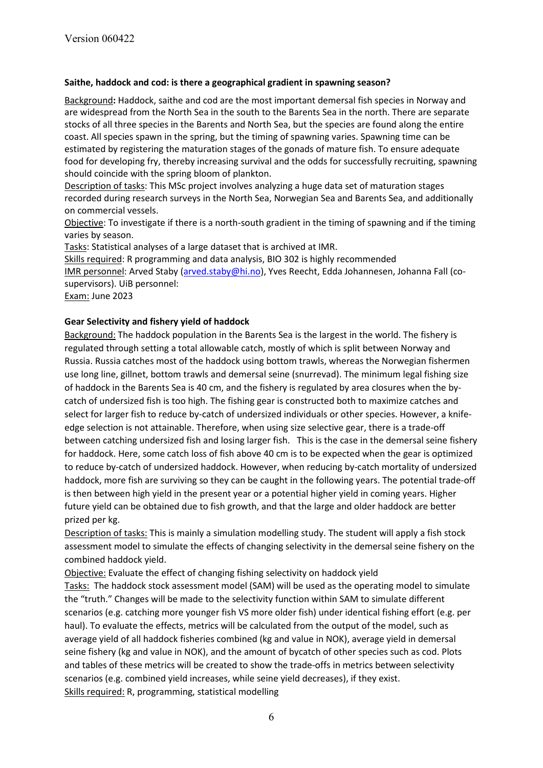### Saithe, haddock and cod: is there a geographical gradient in spawning season?

Background**:** Haddock, saithe and cod are the most important demersal fish species in Norway and are widespread from the North Sea in the south to the Barents Sea in the north. There are separate stocks of all three species in the Barents and North Sea, but the species are found along the entire coast. All species spawn in the spring, but the timing of spawning varies. Spawning time can be estimated by registering the maturation stages of the gonads of mature fish. To ensure adequate food for developing fry, thereby increasing survival and the odds for successfully recruiting, spawning should coincide with the spring bloom of plankton.

Description of tasks: This MSc project involves analyzing a huge data set of maturation stages recorded during research surveys in the North Sea, Norwegian Sea and Barents Sea, and additionally on commercial vessels.

Objective: To investigate if there is a north-south gradient in the timing of spawning and if the timing varies by season.

Tasks: Statistical analyses of a large dataset that is archived at IMR.

Skills required: R programming and data analysis, BIO 302 is highly recommended

IMR personnel: Arved Staby (arved.staby@hi.no), Yves Reecht, Edda Johannesen, Johanna Fall (co-supervisors). UiB personnel:

Exam: June 2023

### Gear Selectivity and fishery yield of haddock

Background: The haddock population in the Barents Sea is the largest in the world. The fishery is regulated through setting a total allowable catch, mostly of which is split between Norway and Russia. Russia catches most of the haddock using bottom trawls, whereas the Norwegian fishermen use long line, gillnet, bottom trawls and demersal seine (snurrevad). The minimum legal fishing size of haddock in the Barents Sea is 40 cm, and the fishery is regulated by area closures when the by-catch of undersized fish is too high. The fishing gear is constructed both to maximize catches and select for larger fish to reduce by-catch of undersized individuals or other species. However, a knife-edge selection is not attainable. Therefore, when using size selective gear, there is a trade-off between catching undersized fish and losing larger fish. This is the case in the demersal seine fishery for haddock. Here, some catch loss of fish above 40 cm is to be expected when the gear is optimized to reduce by-catch of undersized haddock. However, when reducing by-catch mortality of undersized haddock, more fish are surviving so they can be caught in the following years. The potential trade-off is then between high yield in the present year or a potential higher yield in coming years. Higher future yield can be obtained due to fish growth, and that the large and older haddock are better prized per kg.

Description of tasks: This is mainly a simulation modelling study. The student will apply a fish stock assessment model to simulate the effects of changing selectivity in the demersal seine fishery on the combined haddock yield.

Objective: Evaluate the effect of changing fishing selectivity on haddock yield

Tasks: The haddock stock assessment model (SAM) will be used as the operating model to simulate the "truth." Changes will be made to the selectivity function within SAM to simulate different scenarios (e.g. catching more younger fish VS more older fish) under identical fishing effort (e.g. per haul). To evaluate the effects, metrics will be calculated from the output of the model, such as average yield of all haddock fisheries combined (kg and value in NOK), average yield in demersal seine fishery (kg and value in NOK), and the amount of bycatch of other species such as cod. Plots and tables of these metrics will be created to show the trade-offs in metrics between selectivity scenarios (e.g. combined yield increases, while seine yield decreases), if they exist.

Skills required: R, programming, statistical modelling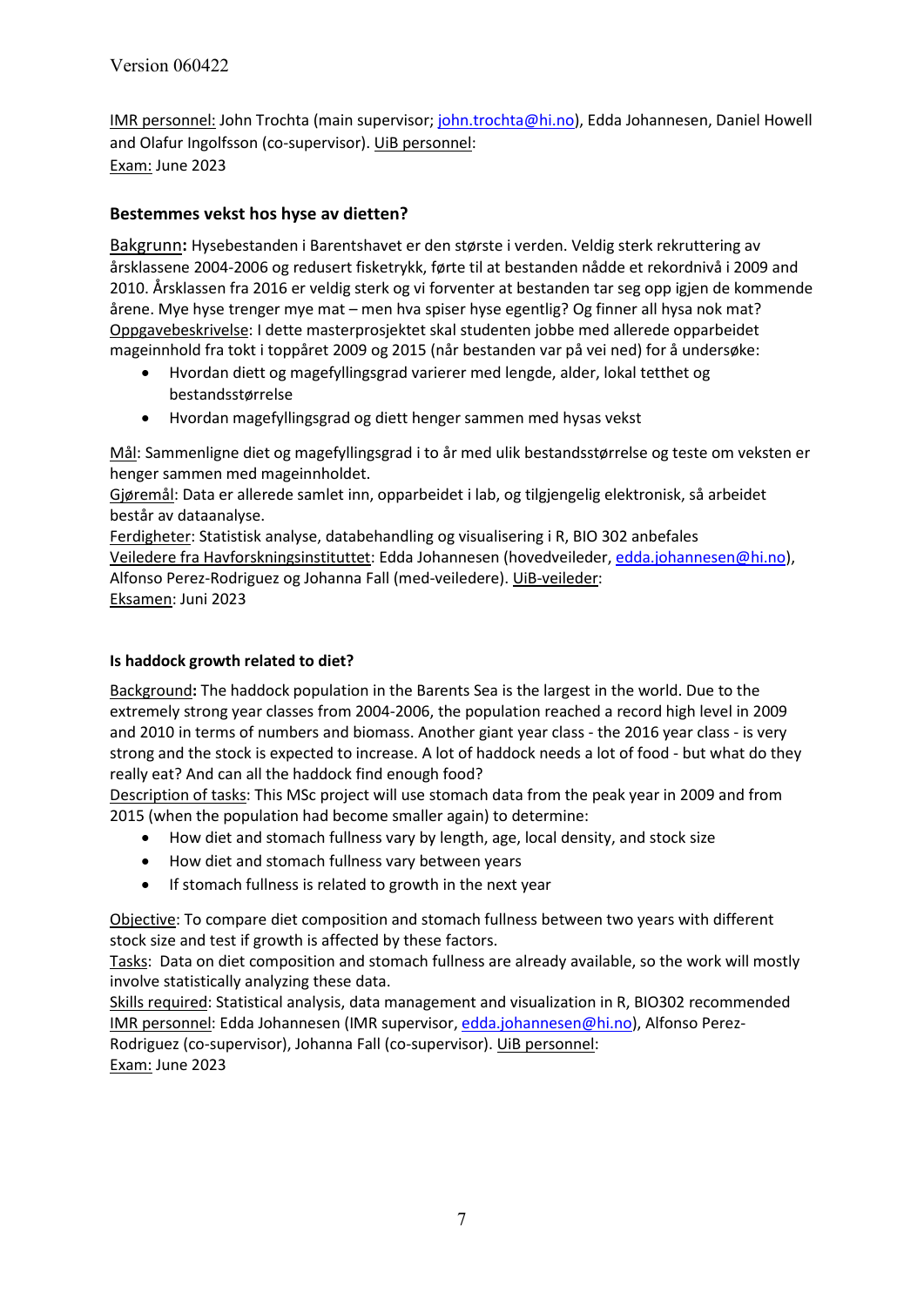IMR personnel: John Trochta (main supervisor; john.trochta@hi.no), Edda Johannesen, Daniel Howell and Olafur Ingolfsson (co-supervisor). UiB personnel:
Exam: June 2023

### Bestemmes vekst hos hyse av dietten?

Bakgrunn**:** Hysebestanden i Barentshavet er den største i verden. Veldig sterk rekruttering av årsklassene 2004-2006 og redusert fisketrykk, førte til at bestanden nådde et rekordnivå i 2009 and 2010. Årsklassen fra 2016 er veldig sterk og vi forventer at bestanden tar seg opp igjen de kommende årene. Mye hyse trenger mye mat – men hva spiser hyse egentlig? Og finner all hysa nok mat?
Oppgavebeskrivelse: I dette masterprosjektet skal studenten jobbe med allerede opparbeidet mageinnhold fra tokt i toppåret 2009 og 2015 (når bestanden var på vei ned) for å undersøke:

- Hvordan diett og magefyllingsgrad varierer med lengde, alder, lokal tetthet og bestandsstørrelse
- Hvordan magefyllingsgrad og diett henger sammen med hysas vekst

Mål: Sammenligne diet og magefyllingsgrad i to år med ulik bestandsstørrelse og teste om veksten er henger sammen med mageinnholdet.
Gjøremål: Data er allerede samlet inn, opparbeidet i lab, og tilgjengelig elektronisk, så arbeidet består av dataanalyse.
Ferdigheter: Statistisk analyse, databehandling og visualisering i R, BIO 302 anbefales
Veiledere fra Havforskningsinstituttet: Edda Johannesen (hovedveileder, edda.johannesen@hi.no), Alfonso Perez-Rodriguez og Johanna Fall (med-veiledere). UiB-veileder:
Eksamen: Juni 2023

#### Is haddock growth related to diet?

Background**:** The haddock population in the Barents Sea is the largest in the world. Due to the extremely strong year classes from 2004-2006, the population reached a record high level in 2009 and 2010 in terms of numbers and biomass. Another giant year class - the 2016 year class - is very strong and the stock is expected to increase. A lot of haddock needs a lot of food - but what do they really eat? And can all the haddock find enough food?
Description of tasks: This MSc project will use stomach data from the peak year in 2009 and from 2015 (when the population had become smaller again) to determine:

- How diet and stomach fullness vary by length, age, local density, and stock size
- How diet and stomach fullness vary between years
- If stomach fullness is related to growth in the next year

Objective: To compare diet composition and stomach fullness between two years with different stock size and test if growth is affected by these factors.
Tasks: Data on diet composition and stomach fullness are already available, so the work will mostly involve statistically analyzing these data.
Skills required: Statistical analysis, data management and visualization in R, BIO302 recommended
IMR personnel: Edda Johannesen (IMR supervisor, edda.johannesen@hi.no), Alfonso Perez-Rodriguez (co-supervisor), Johanna Fall (co-supervisor). UiB personnel:
Exam: June 2023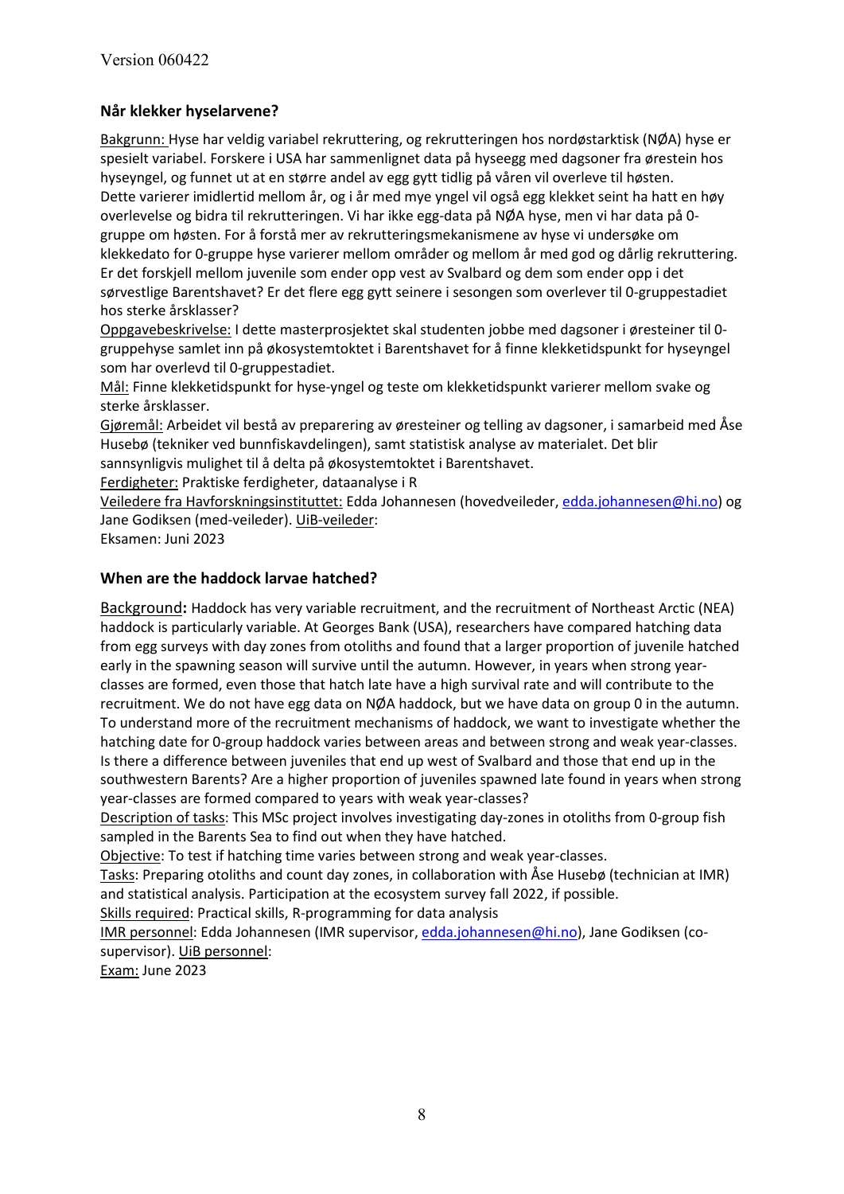## Når klekker hyselarvene?

Bakgrunn: Hyse har veldig variabel rekruttering, og rekrutteringen hos nordøstarktisk (NØA) hyse er spesielt variabel. Forskere i USA har sammenlignet data på hyseegg med dagsoner fra ørestein hos hyseyngel, og funnet ut at en større andel av egg gytt tidlig på våren vil overleve til høsten. Dette varierer imidlertid mellom år, og i år med mye yngel vil også egg klekket seint ha hatt en høy overlevelse og bidra til rekrutteringen. Vi har ikke egg-data på NØA hyse, men vi har data på 0-gruppe om høsten. For å forstå mer av rekrutteringsmekanismene av hyse vi undersøke om klekkedato for 0-gruppe hyse varierer mellom områder og mellom år med god og dårlig rekruttering. Er det forskjell mellom juvenile som ender opp vest av Svalbard og dem som ender opp i det sørvestlige Barentshavet? Er det flere egg gytt seinere i sesongen som overlever til 0-gruppestadiet hos sterke årsklasser?

Oppgavebeskrivelse: I dette masterprosjektet skal studenten jobbe med dagsoner i øresteiner til 0-gruppehyse samlet inn på økosystemtoktet i Barentshavet for å finne klekketidspunkt for hyseyngel som har overlevd til 0-gruppestadiet.

Mål: Finne klekketidspunkt for hyse-yngel og teste om klekketidspunkt varierer mellom svake og sterke årsklasser.

Gjøremål: Arbeidet vil bestå av preparering av øresteiner og telling av dagsoner, i samarbeid med Åse Husebø (tekniker ved bunnfiskavdelingen), samt statistisk analyse av materialet. Det blir sannsynligvis mulighet til å delta på økosystemtoktet i Barentshavet.

Ferdigheter: Praktiske ferdigheter, dataanalyse i R

Veiledere fra Havforskningsinstituttet: Edda Johannesen (hovedveileder, edda.johannesen@hi.no) og Jane Godiksen (med-veileder). UiB-veileder:

Eksamen: Juni 2023

## When are the haddock larvae hatched?

Background: Haddock has very variable recruitment, and the recruitment of Northeast Arctic (NEA) haddock is particularly variable. At Georges Bank (USA), researchers have compared hatching data from egg surveys with day zones from otoliths and found that a larger proportion of juvenile hatched early in the spawning season will survive until the autumn. However, in years when strong year-classes are formed, even those that hatch late have a high survival rate and will contribute to the recruitment. We do not have egg data on NØA haddock, but we have data on group 0 in the autumn. To understand more of the recruitment mechanisms of haddock, we want to investigate whether the hatching date for 0-group haddock varies between areas and between strong and weak year-classes. Is there a difference between juveniles that end up west of Svalbard and those that end up in the southwestern Barents? Are a higher proportion of juveniles spawned late found in years when strong year-classes are formed compared to years with weak year-classes?

Description of tasks: This MSc project involves investigating day-zones in otoliths from 0-group fish sampled in the Barents Sea to find out when they have hatched.

Objective: To test if hatching time varies between strong and weak year-classes.

Tasks: Preparing otoliths and count day zones, in collaboration with Åse Husebø (technician at IMR) and statistical analysis. Participation at the ecosystem survey fall 2022, if possible.

Skills required: Practical skills, R-programming for data analysis

IMR personnel: Edda Johannesen (IMR supervisor, edda.johannesen@hi.no), Jane Godiksen (co-supervisor). UiB personnel:

Exam: June 2023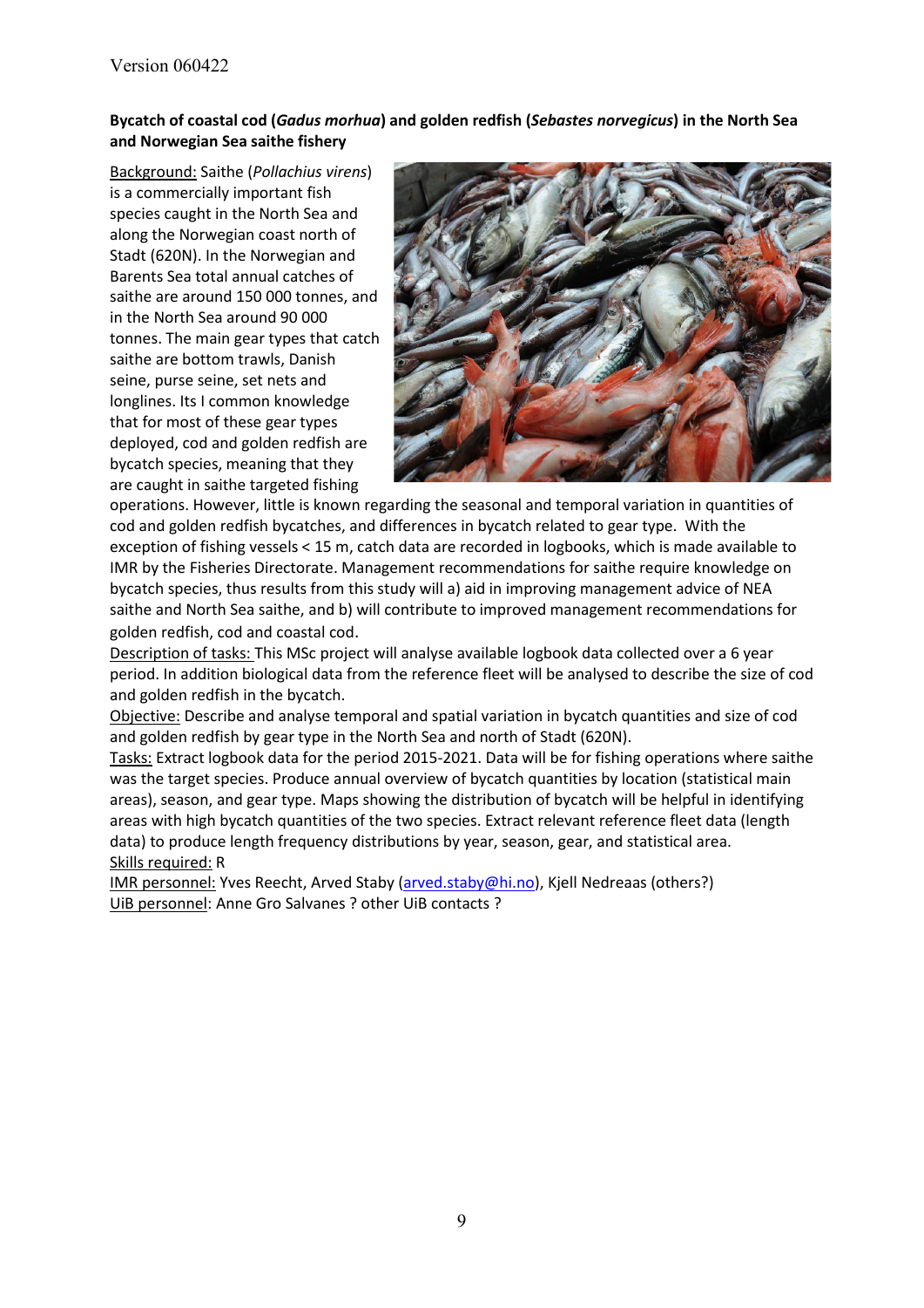Version 060422

**Bycatch of coastal cod (*Gadus morhua*) and golden redfish (*Sebastes norvegicus*) in the North Sea and Norwegian Sea saithe fishery**

Background: Saithe (*Pollachius virens*) is a commercially important fish species caught in the North Sea and along the Norwegian coast north of Stadt (62ºN). In the Norwegian and Barents Sea total annual catches of saithe are around 150 000 tonnes, and in the North Sea around 90 000 tonnes. The main gear types that catch saithe are bottom trawls, Danish seine, purse seine, set nets and longlines. Its I common knowledge that for most of these gear types deployed, cod and golden redfish are bycatch species, meaning that they are caught in saithe targeted fishing operations. However, little is known regarding the seasonal and temporal variation in quantities of cod and golden redfish bycatches, and differences in bycatch related to gear type. With the exception of fishing vessels < 15 m, catch data are recorded in logbooks, which is made available to IMR by the Fisheries Directorate. Management recommendations for saithe require knowledge on bycatch species, thus results from this study will a) aid in improving management advice of NEA saithe and North Sea saithe, and b) will contribute to improved management recommendations for golden redfish, cod and coastal cod.

Description of tasks: This MSc project will analyse available logbook data collected over a 6 year period. In addition biological data from the reference fleet will be analysed to describe the size of cod and golden redfish in the bycatch.

Objective: Describe and analyse temporal and spatial variation in bycatch quantities and size of cod and golden redfish by gear type in the North Sea and north of Stadt (62ºN).

Tasks: Extract logbook data for the period 2015-2021. Data will be for fishing operations where saithe was the target species. Produce annual overview of bycatch quantities by location (statistical main areas), season, and gear type. Maps showing the distribution of bycatch will be helpful in identifying areas with high bycatch quantities of the two species. Extract relevant reference fleet data (length data) to produce length frequency distributions by year, season, gear, and statistical area.

Skills required: R

IMR personnel: Yves Reecht, Arved Staby (arved.staby@hi.no), Kjell Nedreaas (others?)

UiB personnel: Anne Gro Salvanes ? other UiB contacts ?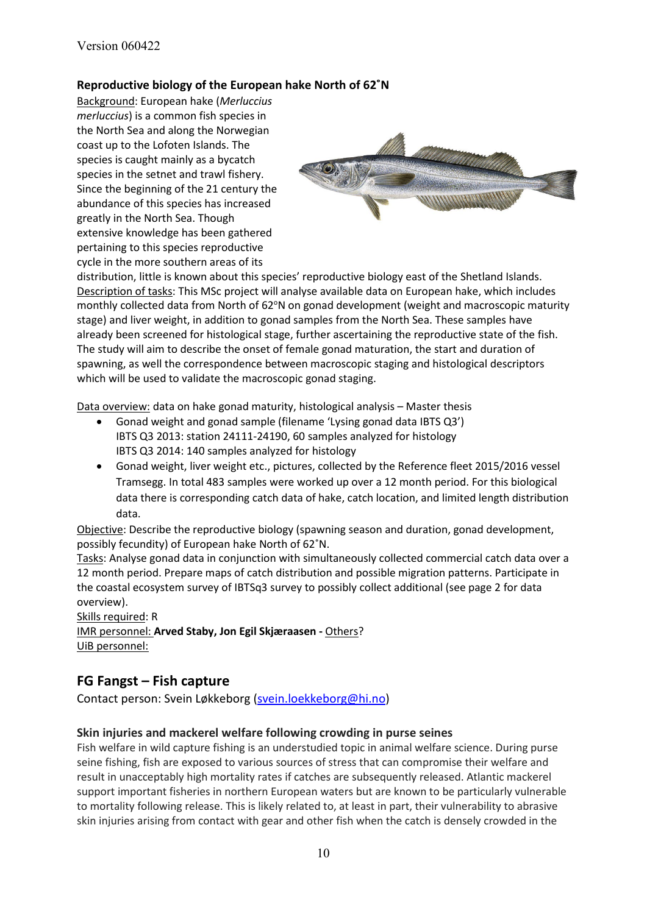### Reproductive biology of the European hake North of 62˚N

Background: European hake (*Merluccius merluccius*) is a common fish species in the North Sea and along the Norwegian coast up to the Lofoten Islands. The species is caught mainly as a bycatch species in the setnet and trawl fishery. Since the beginning of the 21 century the abundance of this species has increased greatly in the North Sea. Though extensive knowledge has been gathered pertaining to this species reproductive cycle in the more southern areas of its distribution, little is known about this species' reproductive biology east of the Shetland Islands.

Description of tasks: This MSc project will analyse available data on European hake, which includes monthly collected data from North of 62°N on gonad development (weight and macroscopic maturity stage) and liver weight, in addition to gonad samples from the North Sea. These samples have already been screened for histological stage, further ascertaining the reproductive state of the fish. The study will aim to describe the onset of female gonad maturation, the start and duration of spawning, as well the correspondence between macroscopic staging and histological descriptors which will be used to validate the macroscopic gonad staging.

Data overview: data on hake gonad maturity, histological analysis – Master thesis

- Gonad weight and gonad sample (filename 'Lysing gonad data IBTS Q3')
  IBTS Q3 2013: station 24111-24190, 60 samples analyzed for histology
  IBTS Q3 2014: 140 samples analyzed for histology
- Gonad weight, liver weight etc., pictures, collected by the Reference fleet 2015/2016 vessel Tramsegg. In total 483 samples were worked up over a 12 month period. For this biological data there is corresponding catch data of hake, catch location, and limited length distribution data.

Objective: Describe the reproductive biology (spawning season and duration, gonad development, possibly fecundity) of European hake North of 62˚N.

Tasks: Analyse gonad data in conjunction with simultaneously collected commercial catch data over a 12 month period. Prepare maps of catch distribution and possible migration patterns. Participate in the coastal ecosystem survey of IBTSq3 survey to possibly collect additional (see page 2 for data overview).

Skills required: R

IMR personnel: **Arved Staby, Jon Egil Skjæraasen -** Others?

UiB personnel:

## FG Fangst – Fish capture

Contact person: Svein Løkkeborg (svein.loekkeborg@hi.no)

### Skin injuries and mackerel welfare following crowding in purse seines

Fish welfare in wild capture fishing is an understudied topic in animal welfare science. During purse seine fishing, fish are exposed to various sources of stress that can compromise their welfare and result in unacceptably high mortality rates if catches are subsequently released. Atlantic mackerel support important fisheries in northern European waters but are known to be particularly vulnerable to mortality following release. This is likely related to, at least in part, their vulnerability to abrasive skin injuries arising from contact with gear and other fish when the catch is densely crowded in the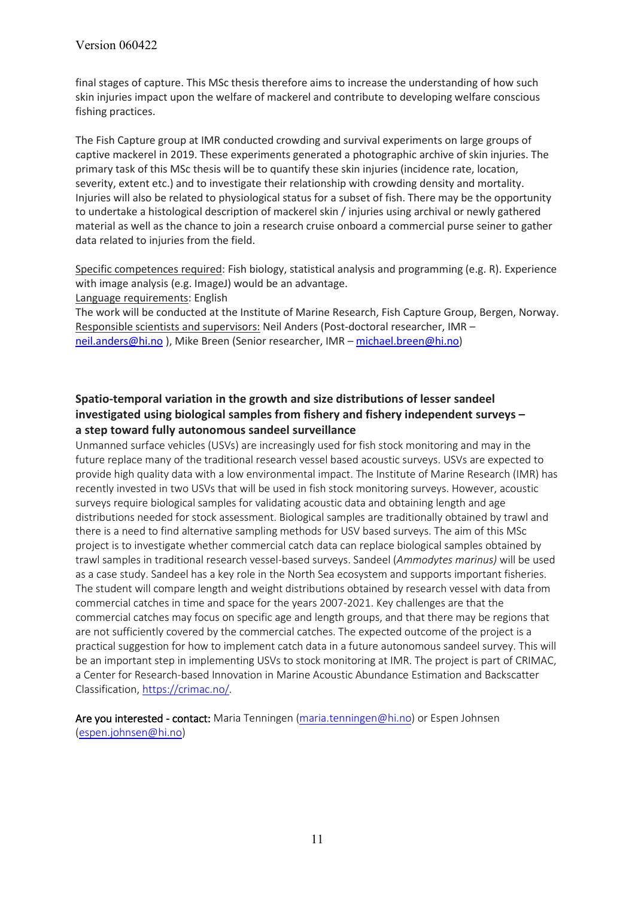final stages of capture. This MSc thesis therefore aims to increase the understanding of how such skin injuries impact upon the welfare of mackerel and contribute to developing welfare conscious fishing practices.

The Fish Capture group at IMR conducted crowding and survival experiments on large groups of captive mackerel in 2019. These experiments generated a photographic archive of skin injuries. The primary task of this MSc thesis will be to quantify these skin injuries (incidence rate, location, severity, extent etc.) and to investigate their relationship with crowding density and mortality. Injuries will also be related to physiological status for a subset of fish. There may be the opportunity to undertake a histological description of mackerel skin / injuries using archival or newly gathered material as well as the chance to join a research cruise onboard a commercial purse seiner to gather data related to injuries from the field.

Specific competences required: Fish biology, statistical analysis and programming (e.g. R). Experience with image analysis (e.g. ImageJ) would be an advantage.
Language requirements: English
The work will be conducted at the Institute of Marine Research, Fish Capture Group, Bergen, Norway.
Responsible scientists and supervisors: Neil Anders (Post-doctoral researcher, IMR – neil.anders@hi.no ), Mike Breen (Senior researcher, IMR – michael.breen@hi.no)

### Spatio-temporal variation in the growth and size distributions of lesser sandeel investigated using biological samples from fishery and fishery independent surveys – a step toward fully autonomous sandeel surveillance

Unmanned surface vehicles (USVs) are increasingly used for fish stock monitoring and may in the future replace many of the traditional research vessel based acoustic surveys. USVs are expected to provide high quality data with a low environmental impact. The Institute of Marine Research (IMR) has recently invested in two USVs that will be used in fish stock monitoring surveys. However, acoustic surveys require biological samples for validating acoustic data and obtaining length and age distributions needed for stock assessment. Biological samples are traditionally obtained by trawl and there is a need to find alternative sampling methods for USV based surveys. The aim of this MSc project is to investigate whether commercial catch data can replace biological samples obtained by trawl samples in traditional research vessel-based surveys. Sandeel (*Ammodytes marinus)* will be used as a case study. Sandeel has a key role in the North Sea ecosystem and supports important fisheries. The student will compare length and weight distributions obtained by research vessel with data from commercial catches in time and space for the years 2007-2021. Key challenges are that the commercial catches may focus on specific age and length groups, and that there may be regions that are not sufficiently covered by the commercial catches. The expected outcome of the project is a practical suggestion for how to implement catch data in a future autonomous sandeel survey. This will be an important step in implementing USVs to stock monitoring at IMR. The project is part of CRIMAC, a Center for Research-based Innovation in Marine Acoustic Abundance Estimation and Backscatter Classification, https://crimac.no/.

**Are you interested - contact:** Maria Tenningen (maria.tenningen@hi.no) or Espen Johnsen (espen.johnsen@hi.no)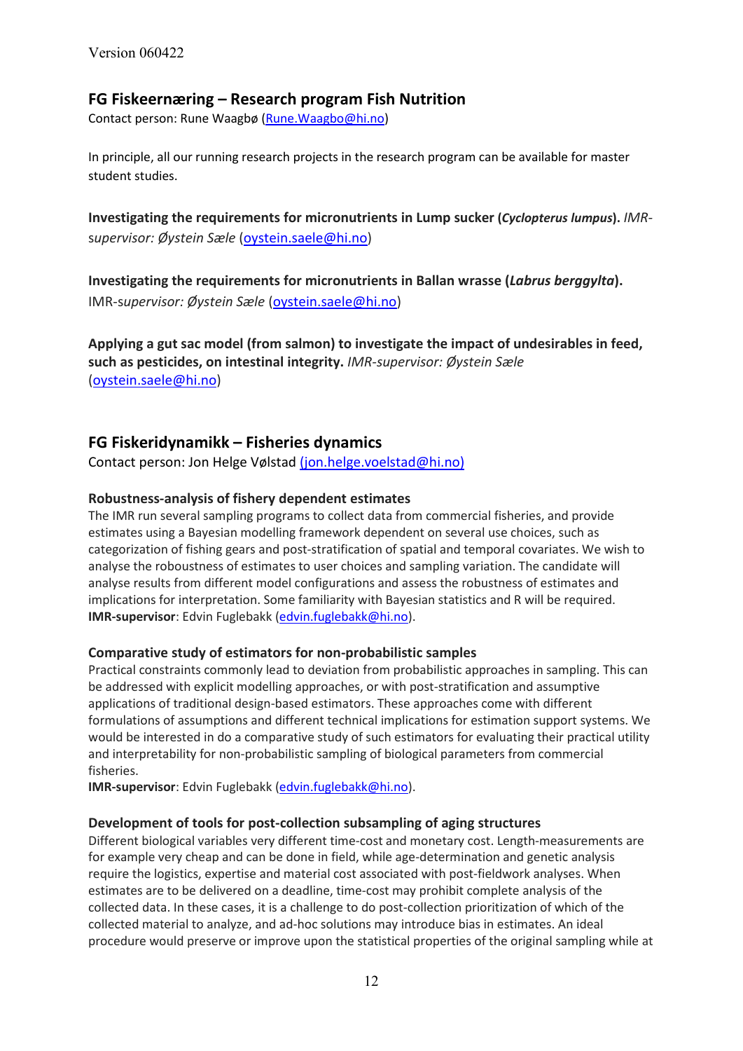## FG Fiskeernæring – Research program Fish Nutrition

Contact person: Rune Waagbø (Rune.Waagbo@hi.no)

In principle, all our running research projects in the research program can be available for master student studies.

**Investigating the requirements for micronutrients in Lump sucker (*Cyclopterus lumpus*).** *IMR-supervisor: Øystein Sæle* (oystein.saele@hi.no)

**Investigating the requirements for micronutrients in Ballan wrasse (*Labrus berggylta*).** IMR-*supervisor: Øystein Sæle* (oystein.saele@hi.no)

**Applying a gut sac model (from salmon) to investigate the impact of undesirables in feed, such as pesticides, on intestinal integrity.** *IMR-supervisor: Øystein Sæle* (oystein.saele@hi.no)

## FG Fiskeridynamikk – Fisheries dynamics

Contact person: Jon Helge Vølstad (jon.helge.voelstad@hi.no)

### Robustness-analysis of fishery dependent estimates

The IMR run several sampling programs to collect data from commercial fisheries, and provide estimates using a Bayesian modelling framework dependent on several use choices, such as categorization of fishing gears and post-stratification of spatial and temporal covariates. We wish to analyse the roboustness of estimates to user choices and sampling variation. The candidate will analyse results from different model configurations and assess the robustness of estimates and implications for interpretation. Some familiarity with Bayesian statistics and R will be required.
**IMR-supervisor**: Edvin Fuglebakk (edvin.fuglebakk@hi.no).

### Comparative study of estimators for non-probabilistic samples

Practical constraints commonly lead to deviation from probabilistic approaches in sampling. This can be addressed with explicit modelling approaches, or with post-stratification and assumptive applications of traditional design-based estimators. These approaches come with different formulations of assumptions and different technical implications for estimation support systems. We would be interested in do a comparative study of such estimators for evaluating their practical utility and interpretability for non-probabilistic sampling of biological parameters from commercial fisheries.
**IMR-supervisor**: Edvin Fuglebakk (edvin.fuglebakk@hi.no).

### Development of tools for post-collection subsampling of aging structures

Different biological variables very different time-cost and monetary cost. Length-measurements are for example very cheap and can be done in field, while age-determination and genetic analysis require the logistics, expertise and material cost associated with post-fieldwork analyses. When estimates are to be delivered on a deadline, time-cost may prohibit complete analysis of the collected data. In these cases, it is a challenge to do post-collection prioritization of which of the collected material to analyze, and ad-hoc solutions may introduce bias in estimates. An ideal procedure would preserve or improve upon the statistical properties of the original sampling while at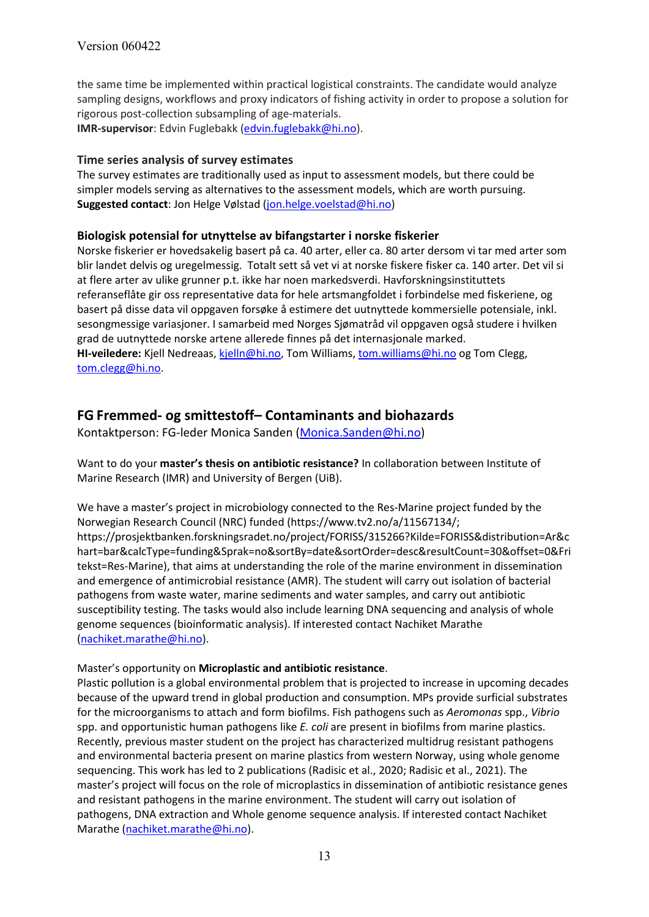the same time be implemented within practical logistical constraints. The candidate would analyze sampling designs, workflows and proxy indicators of fishing activity in order to propose a solution for rigorous post-collection subsampling of age-materials.
**IMR-supervisor**: Edvin Fuglebakk (edvin.fuglebakk@hi.no).

### Time series analysis of survey estimates

The survey estimates are traditionally used as input to assessment models, but there could be simpler models serving as alternatives to the assessment models, which are worth pursuing.
**Suggested contact**: Jon Helge Vølstad (jon.helge.voelstad@hi.no)

### Biologisk potensial for utnyttelse av bifangstarter i norske fiskerier

Norske fiskerier er hovedsakelig basert på ca. 40 arter, eller ca. 80 arter dersom vi tar med arter som blir landet delvis og uregelmessig. Totalt sett så vet vi at norske fiskere fisker ca. 140 arter. Det vil si at flere arter av ulike grunner p.t. ikke har noen markedsverdi. Havforskningsinstituttets referanseflåte gir oss representative data for hele artsmangfoldet i forbindelse med fiskeriene, og basert på disse data vil oppgaven forsøke å estimere det uutnyttede kommersielle potensiale, inkl. sesongmessige variasjoner. I samarbeid med Norges Sjømatråd vil oppgaven også studere i hvilken grad de uutnyttede norske artene allerede finnes på det internasjonale marked.
**HI-veiledere:** Kjell Nedreaas, kjelln@hi.no, Tom Williams, tom.williams@hi.no og Tom Clegg, tom.clegg@hi.no.

## FG Fremmed- og smittestoff– Contaminants and biohazards

Kontaktperson: FG-leder Monica Sanden (Monica.Sanden@hi.no)

Want to do your **master's thesis on antibiotic resistance?** In collaboration between Institute of Marine Research (IMR) and University of Bergen (UiB).

We have a master's project in microbiology connected to the Res-Marine project funded by the Norwegian Research Council (NRC) funded (https://www.tv2.no/a/11567134/; https://prosjektbanken.forskningsradet.no/project/FORISS/315266?Kilde=FORISS&distribution=Ar&chart=bar&calcType=funding&Sprak=no&sortBy=date&sortOrder=desc&resultCount=30&offset=0&Fritekst=Res-Marine), that aims at understanding the role of the marine environment in dissemination and emergence of antimicrobial resistance (AMR). The student will carry out isolation of bacterial pathogens from waste water, marine sediments and water samples, and carry out antibiotic susceptibility testing. The tasks would also include learning DNA sequencing and analysis of whole genome sequences (bioinformatic analysis). If interested contact Nachiket Marathe (nachiket.marathe@hi.no).

Master's opportunity on **Microplastic and antibiotic resistance**.
Plastic pollution is a global environmental problem that is projected to increase in upcoming decades because of the upward trend in global production and consumption. MPs provide surficial substrates for the microorganisms to attach and form biofilms. Fish pathogens such as *Aeromonas* spp., *Vibrio* spp. and opportunistic human pathogens like *E. coli* are present in biofilms from marine plastics. Recently, previous master student on the project has characterized multidrug resistant pathogens and environmental bacteria present on marine plastics from western Norway, using whole genome sequencing. This work has led to 2 publications (Radisic et al., 2020; Radisic et al., 2021). The master's project will focus on the role of microplastics in dissemination of antibiotic resistance genes and resistant pathogens in the marine environment. The student will carry out isolation of pathogens, DNA extraction and Whole genome sequence analysis. If interested contact Nachiket Marathe (nachiket.marathe@hi.no).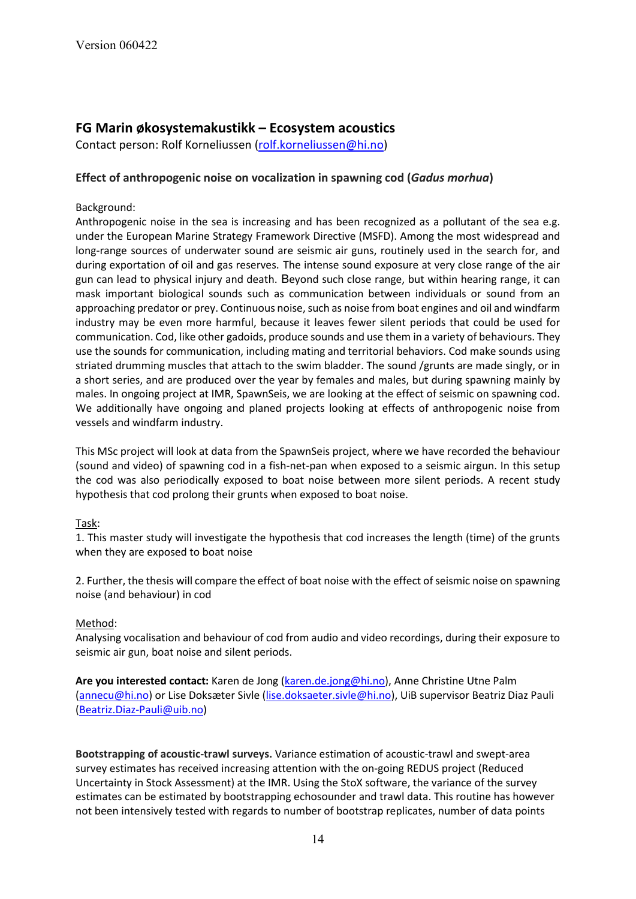## FG Marin økosystemakustikk – Ecosystem acoustics

Contact person: Rolf Korneliussen (rolf.korneliussen@hi.no)

### Effect of anthropogenic noise on vocalization in spawning cod (*Gadus morhua*)

Background:

Anthropogenic noise in the sea is increasing and has been recognized as a pollutant of the sea e.g. under the European Marine Strategy Framework Directive (MSFD). Among the most widespread and long-range sources of underwater sound are seismic air guns, routinely used in the search for, and during exportation of oil and gas reserves. The intense sound exposure at very close range of the air gun can lead to physical injury and death. Beyond such close range, but within hearing range, it can mask important biological sounds such as communication between individuals or sound from an approaching predator or prey. Continuous noise, such as noise from boat engines and oil and windfarm industry may be even more harmful, because it leaves fewer silent periods that could be used for communication. Cod, like other gadoids, produce sounds and use them in a variety of behaviours. They use the sounds for communication, including mating and territorial behaviors. Cod make sounds using striated drumming muscles that attach to the swim bladder. The sound /grunts are made singly, or in a short series, and are produced over the year by females and males, but during spawning mainly by males. In ongoing project at IMR, SpawnSeis, we are looking at the effect of seismic on spawning cod. We additionally have ongoing and planed projects looking at effects of anthropogenic noise from vessels and windfarm industry.

This MSc project will look at data from the SpawnSeis project, where we have recorded the behaviour (sound and video) of spawning cod in a fish-net-pan when exposed to a seismic airgun. In this setup the cod was also periodically exposed to boat noise between more silent periods. A recent study hypothesis that cod prolong their grunts when exposed to boat noise.

Task:

1. This master study will investigate the hypothesis that cod increases the length (time) of the grunts when they are exposed to boat noise

2. Further, the thesis will compare the effect of boat noise with the effect of seismic noise on spawning noise (and behaviour) in cod

Method:

Analysing vocalisation and behaviour of cod from audio and video recordings, during their exposure to seismic air gun, boat noise and silent periods.

**Are you interested contact:** Karen de Jong (karen.de.jong@hi.no), Anne Christine Utne Palm (annecu@hi.no) or Lise Doksæter Sivle (lise.doksaeter.sivle@hi.no), UiB supervisor Beatriz Diaz Pauli (Beatriz.Diaz-Pauli@uib.no)

**Bootstrapping of acoustic-trawl surveys.** Variance estimation of acoustic-trawl and swept-area survey estimates has received increasing attention with the on-going REDUS project (Reduced Uncertainty in Stock Assessment) at the IMR. Using the StoX software, the variance of the survey estimates can be estimated by bootstrapping echosounder and trawl data. This routine has however not been intensively tested with regards to number of bootstrap replicates, number of data points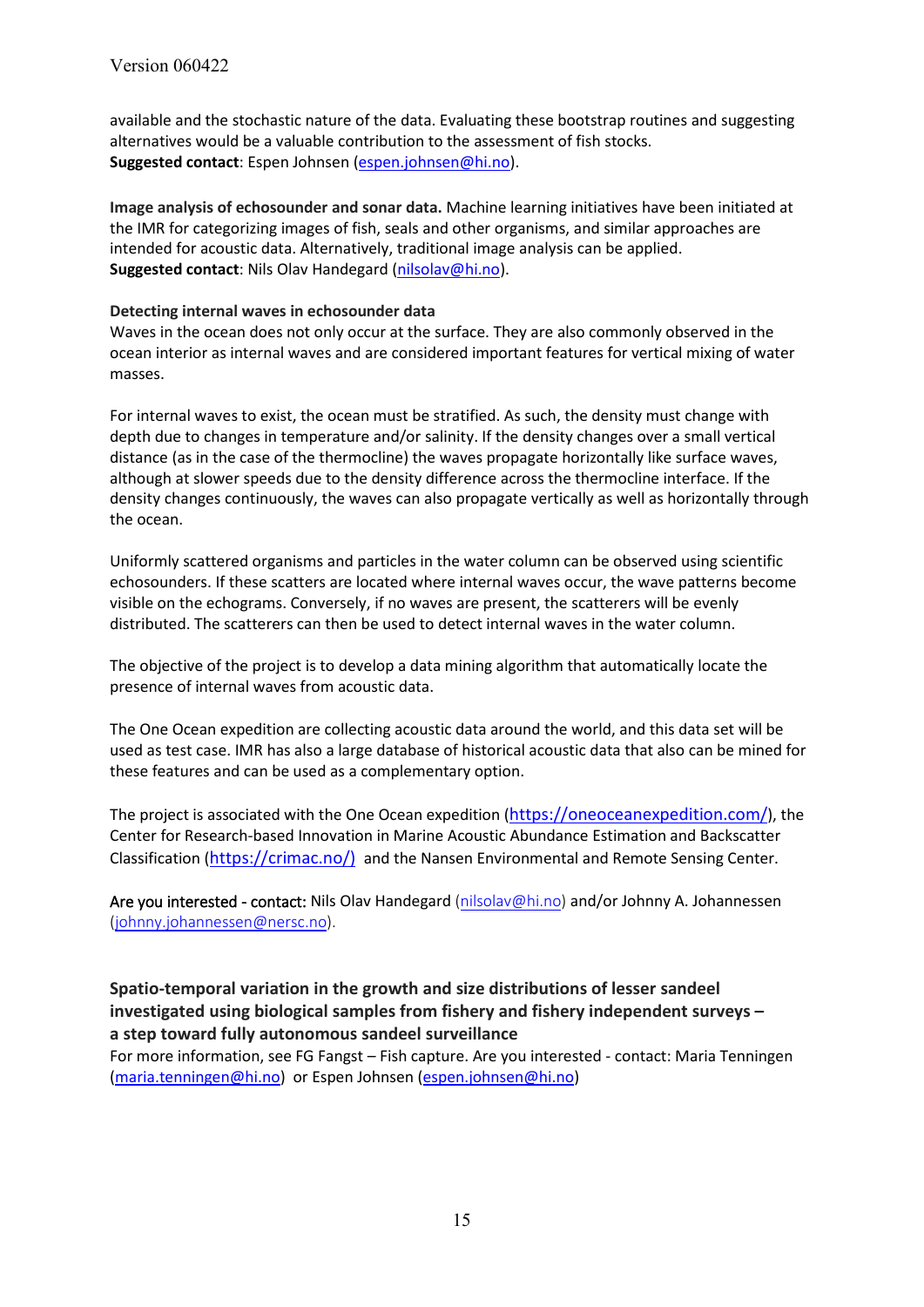available and the stochastic nature of the data. Evaluating these bootstrap routines and suggesting alternatives would be a valuable contribution to the assessment of fish stocks.
**Suggested contact**: Espen Johnsen (espen.johnsen@hi.no).

**Image analysis of echosounder and sonar data.** Machine learning initiatives have been initiated at the IMR for categorizing images of fish, seals and other organisms, and similar approaches are intended for acoustic data. Alternatively, traditional image analysis can be applied.
**Suggested contact**: Nils Olav Handegard (nilsolav@hi.no).

**Detecting internal waves in echosounder data**

Waves in the ocean does not only occur at the surface. They are also commonly observed in the ocean interior as internal waves and are considered important features for vertical mixing of water masses.

For internal waves to exist, the ocean must be stratified. As such, the density must change with depth due to changes in temperature and/or salinity. If the density changes over a small vertical distance (as in the case of the thermocline) the waves propagate horizontally like surface waves, although at slower speeds due to the density difference across the thermocline interface. If the density changes continuously, the waves can also propagate vertically as well as horizontally through the ocean.

Uniformly scattered organisms and particles in the water column can be observed using scientific echosounders. If these scatters are located where internal waves occur, the wave patterns become visible on the echograms. Conversely, if no waves are present, the scatterers will be evenly distributed. The scatterers can then be used to detect internal waves in the water column.

The objective of the project is to develop a data mining algorithm that automatically locate the presence of internal waves from acoustic data.

The One Ocean expedition are collecting acoustic data around the world, and this data set will be used as test case. IMR has also a large database of historical acoustic data that also can be mined for these features and can be used as a complementary option.

The project is associated with the One Ocean expedition (https://oneoceanexpedition.com/), the Center for Research-based Innovation in Marine Acoustic Abundance Estimation and Backscatter Classification (https://crimac.no/) and the Nansen Environmental and Remote Sensing Center.

Are you interested - contact: Nils Olav Handegard (nilsolav@hi.no) and/or Johnny A. Johannessen (johnny.johannessen@nersc.no).

**Spatio-temporal variation in the growth and size distributions of lesser sandeel investigated using biological samples from fishery and fishery independent surveys – a step toward fully autonomous sandeel surveillance**

For more information, see FG Fangst – Fish capture. Are you interested - contact: Maria Tenningen (maria.tenningen@hi.no) or Espen Johnsen (espen.johnsen@hi.no)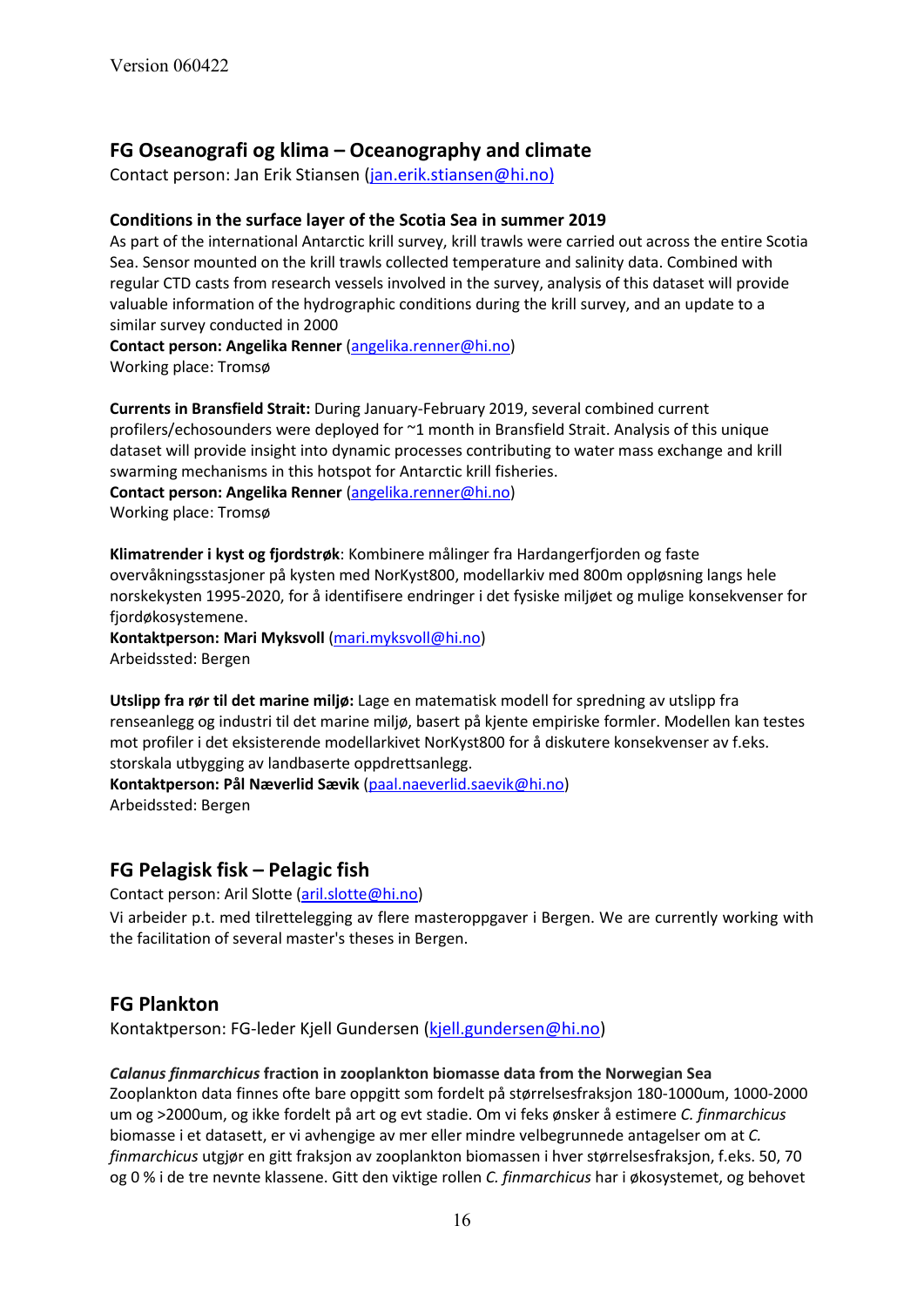## FG Oseanografi og klima – Oceanography and climate

Contact person: Jan Erik Stiansen (jan.erik.stiansen@hi.no)

**Conditions in the surface layer of the Scotia Sea in summer 2019**
As part of the international Antarctic krill survey, krill trawls were carried out across the entire Scotia Sea. Sensor mounted on the krill trawls collected temperature and salinity data. Combined with regular CTD casts from research vessels involved in the survey, analysis of this dataset will provide valuable information of the hydrographic conditions during the krill survey, and an update to a similar survey conducted in 2000
**Contact person: Angelika Renner** (angelika.renner@hi.no)
Working place: Tromsø

**Currents in Bransfield Strait:** During January-February 2019, several combined current profilers/echosounders were deployed for ~1 month in Bransfield Strait. Analysis of this unique dataset will provide insight into dynamic processes contributing to water mass exchange and krill swarming mechanisms in this hotspot for Antarctic krill fisheries.
**Contact person: Angelika Renner** (angelika.renner@hi.no)
Working place: Tromsø

**Klimatrender i kyst og fjordstrøk**: Kombinere målinger fra Hardangerfjorden og faste overvåkningsstasjoner på kysten med NorKyst800, modellarkiv med 800m oppløsning langs hele norskekysten 1995-2020, for å identifisere endringer i det fysiske miljøet og mulige konsekvenser for fjordøkosystemene.
**Kontaktperson: Mari Myksvoll** (mari.myksvoll@hi.no)
Arbeidssted: Bergen

**Utslipp fra rør til det marine miljø:** Lage en matematisk modell for spredning av utslipp fra renseanlegg og industri til det marine miljø, basert på kjente empiriske formler. Modellen kan testes mot profiler i det eksisterende modellarkivet NorKyst800 for å diskutere konsekvenser av f.eks. storskala utbygging av landbaserte oppdrettsanlegg.
**Kontaktperson: Pål Næverlid Sævik** (paal.naeverlid.saevik@hi.no)
Arbeidssted: Bergen

## FG Pelagisk fisk – Pelagic fish

Contact person: Aril Slotte (aril.slotte@hi.no)

Vi arbeider p.t. med tilrettelegging av flere masteroppgaver i Bergen. We are currently working with the facilitation of several master's theses in Bergen.

## FG Plankton

Kontaktperson: FG-leder Kjell Gundersen (kjell.gundersen@hi.no)

***Calanus finmarchicus* fraction in zooplankton biomasse data from the Norwegian Sea**
Zooplankton data finnes ofte bare oppgitt som fordelt på størrelsesfraksjon 180-1000um, 1000-2000 um og >2000um, og ikke fordelt på art og evt stadie. Om vi feks ønsker å estimere *C. finmarchicus* biomasse i et datasett, er vi avhengige av mer eller mindre velbegrunnede antagelser om at *C. finmarchicus* utgjør en gitt fraksjon av zooplankton biomassen i hver størrelsesfraksjon, f.eks. 50, 70 og 0 % i de tre nevnte klassene. Gitt den viktige rollen *C. finmarchicus* har i økosystemet, og behovet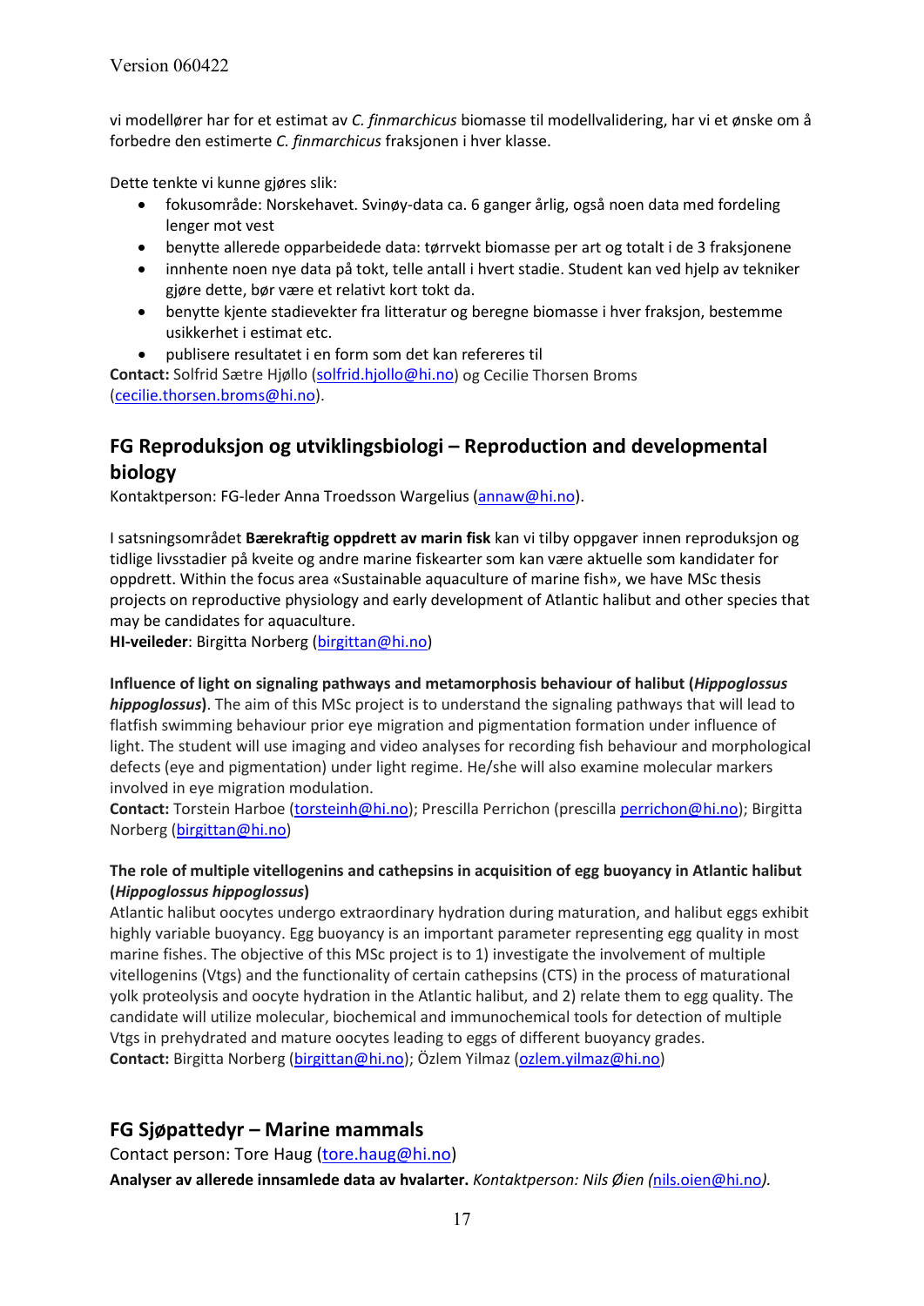vi modellører har for et estimat av *C. finmarchicus* biomasse til modellvalidering, har vi et ønske om å forbedre den estimerte *C. finmarchicus* fraksjonen i hver klasse.

Dette tenkte vi kunne gjøres slik:

- fokusområde: Norskehavet. Svinøy-data ca. 6 ganger årlig, også noen data med fordeling lenger mot vest
- benytte allerede opparbeidede data: tørrvekt biomasse per art og totalt i de 3 fraksjonene
- innhente noen nye data på tokt, telle antall i hvert stadie. Student kan ved hjelp av tekniker gjøre dette, bør være et relativt kort tokt da.
- benytte kjente stadievekter fra litteratur og beregne biomasse i hver fraksjon, bestemme usikkerhet i estimat etc.
- publisere resultatet i en form som det kan refereres til

**Contact:** Solfrid Sætre Hjøllo (solfrid.hjollo@hi.no) og Cecilie Thorsen Broms (cecilie.thorsen.broms@hi.no).

## FG Reproduksjon og utviklingsbiologi – Reproduction and developmental biology

Kontaktperson: FG-leder Anna Troedsson Wargelius (annaw@hi.no).

I satsningsområdet **Bærekraftig oppdrett av marin fisk** kan vi tilby oppgaver innen reproduksjon og tidlige livsstadier på kveite og andre marine fiskearter som kan være aktuelle som kandidater for oppdrett. Within the focus area «Sustainable aquaculture of marine fish», we have MSc thesis projects on reproductive physiology and early development of Atlantic halibut and other species that may be candidates for aquaculture.

**HI-veileder**: Birgitta Norberg (birgittan@hi.no)

**Influence of light on signaling pathways and metamorphosis behaviour of halibut (*Hippoglossus hippoglossus*)**. The aim of this MSc project is to understand the signaling pathways that will lead to flatfish swimming behaviour prior eye migration and pigmentation formation under influence of light. The student will use imaging and video analyses for recording fish behaviour and morphological defects (eye and pigmentation) under light regime. He/she will also examine molecular markers involved in eye migration modulation.

**Contact:** Torstein Harboe (torsteinh@hi.no); Prescilla Perrichon (prescilla perrichon@hi.no); Birgitta Norberg (birgittan@hi.no)

**The role of multiple vitellogenins and cathepsins in acquisition of egg buoyancy in Atlantic halibut (*Hippoglossus hippoglossus*)**

Atlantic halibut oocytes undergo extraordinary hydration during maturation, and halibut eggs exhibit highly variable buoyancy. Egg buoyancy is an important parameter representing egg quality in most marine fishes. The objective of this MSc project is to 1) investigate the involvement of multiple vitellogenins (Vtgs) and the functionality of certain cathepsins (CTS) in the process of maturational yolk proteolysis and oocyte hydration in the Atlantic halibut, and 2) relate them to egg quality. The candidate will utilize molecular, biochemical and immunochemical tools for detection of multiple Vtgs in prehydrated and mature oocytes leading to eggs of different buoyancy grades.

**Contact:** Birgitta Norberg (birgittan@hi.no); Özlem Yilmaz (ozlem.yilmaz@hi.no)

## FG Sjøpattedyr – Marine mammals

Contact person: Tore Haug (tore.haug@hi.no)

**Analyser av allerede innsamlede data av hvalarter.** *Kontaktperson: Nils Øien (nils.oien@hi.no).*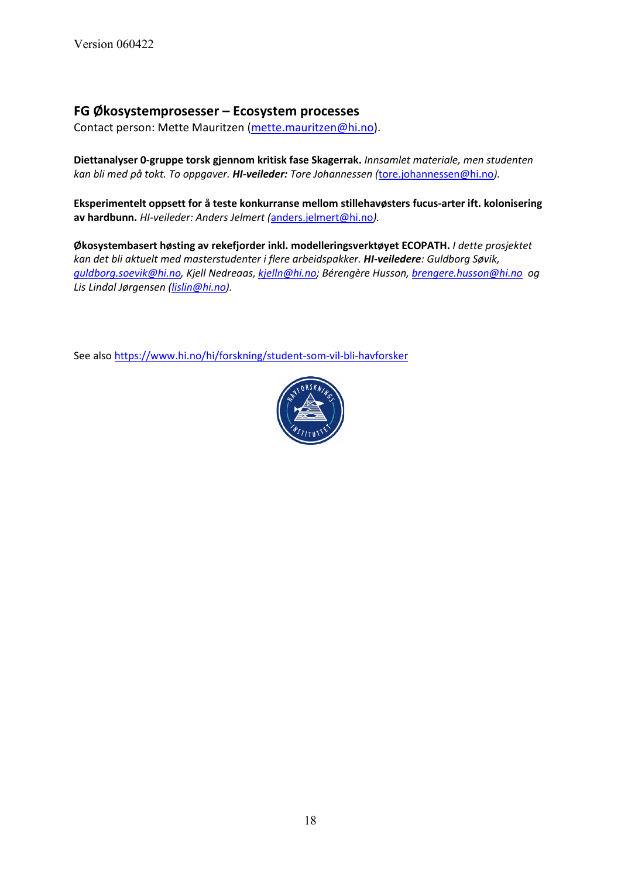## FG Økosystemprosesser – Ecosystem processes

Contact person: Mette Mauritzen (mette.mauritzen@hi.no).

**Diettanalyser 0-gruppe torsk gjennom kritisk fase Skagerrak.** *Innsamlet materiale, men studenten kan bli med på tokt. To oppgaver.* ***HI-veileder:*** *Tore Johannessen (tore.johannessen@hi.no).*

**Eksperimentelt oppsett for å teste konkurranse mellom stillehavøsters fucus-arter ift. kolonisering av hardbunn.** *HI-veileder: Anders Jelmert (anders.jelmert@hi.no).*

**Økosystembasert høsting av rekefjorder inkl. modelleringsverktøyet ECOPATH.** *I dette prosjektet kan det bli aktuelt med masterstudenter i flere arbeidspakker.* ***HI-veiledere****: Guldborg Søvik, guldborg.soevik@hi.no, Kjell Nedreaas, kjelln@hi.no; Bérengère Husson, brengere.husson@hi.no og Lis Lindal Jørgensen (lislin@hi.no).*

See also https://www.hi.no/hi/forskning/student-som-vil-bli-havforsker